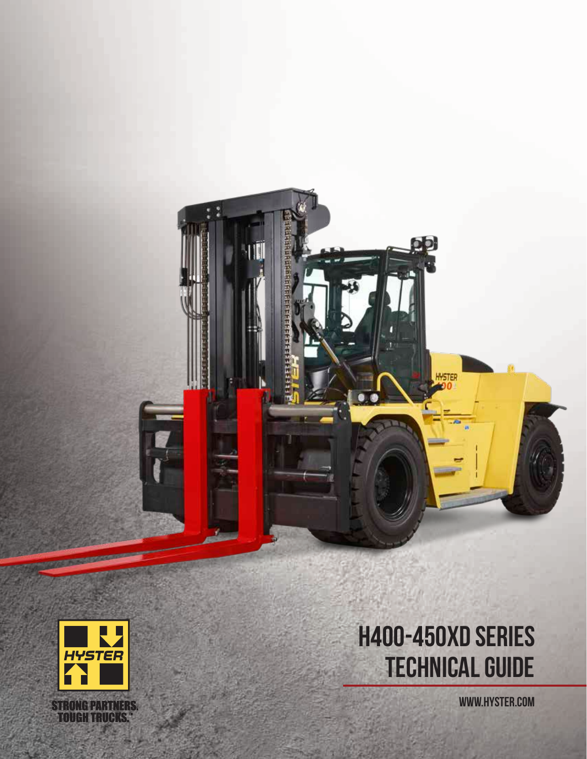# H400-450XD SERIES TECHNICAL GUIDE

WWW.HYSTER.COM

HYSTER

STRONG PARTNERS. TOUGH TRUCKS.™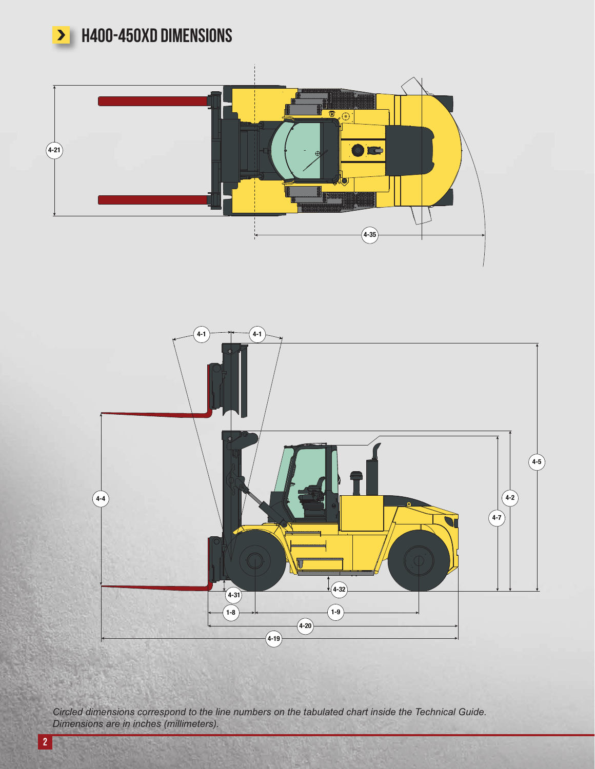# H400-450XD DIMENSIONS

4-21

4-35

4-1 4-1

4-4

4-5

4-2

4-7

4-31

4-32

1-8

1-9

4-20

4-19

*Circled dimensions correspond to the line numbers on the tabulated chart inside the Technical Guide. Dimensions are in inches (millimeters).*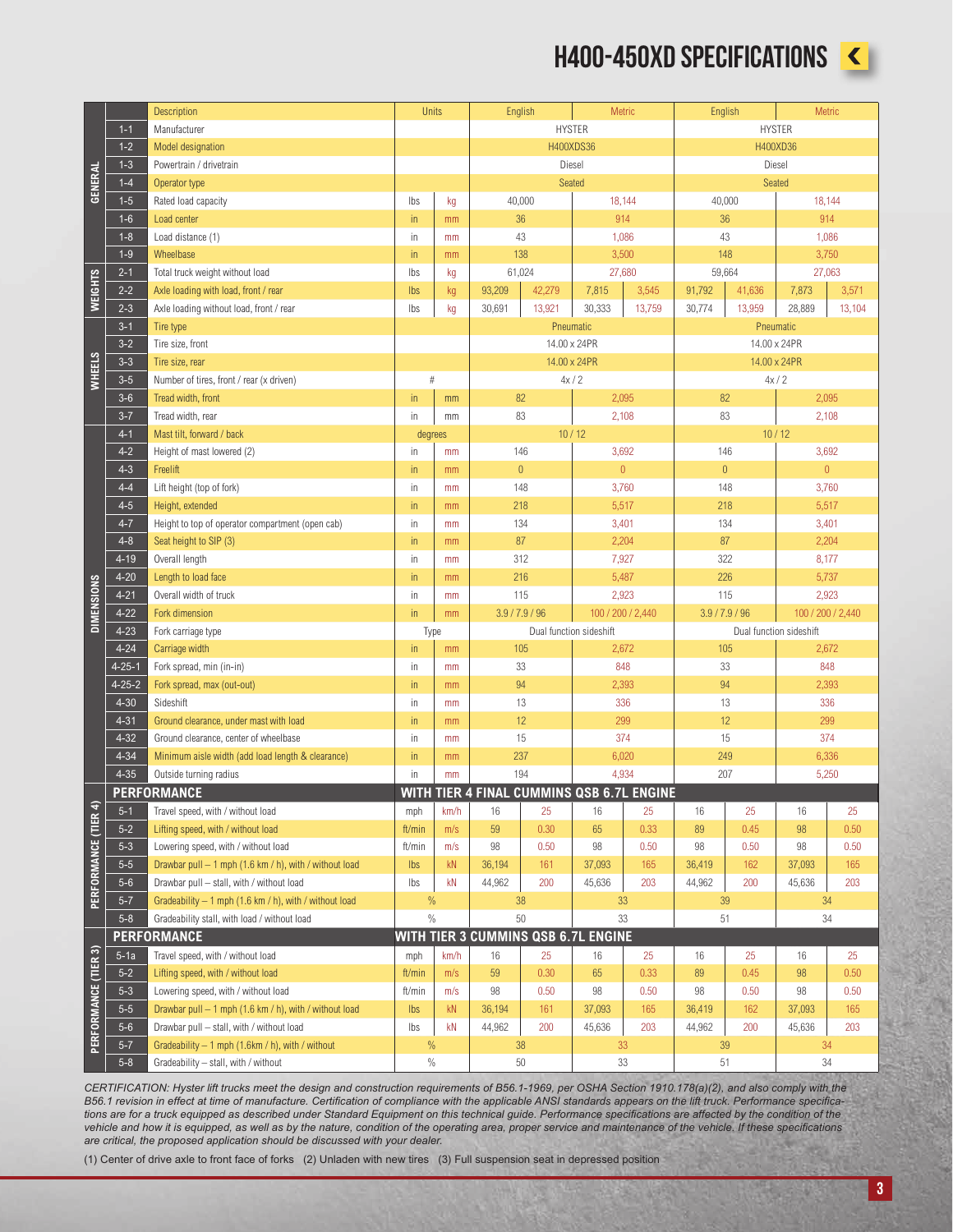# H400-450XD SPECIFICATIONS

| Section | No. | Description | Units | | English | | Metric | | English | | Metric | |
|---|---|---|---|---|---|---|---|---|---|---|---|---|
| GENERAL | 1-1 | Manufacturer | | | HYSTER | | | | HYSTER | | | |
| | 1-2 | Model designation | | | H400XDS36 | | | | H400XD36 | | | |
| | 1-3 | Powertrain / drivetrain | | | Diesel | | | | Diesel | | | |
| | 1-4 | Operator type | | | Seated | | | | Seated | | | |
| | 1-5 | Rated load capacity | lbs | kg | 40,000 | | 18,144 | | 40,000 | | 18,144 | |
| | 1-6 | Load center | in | mm | 36 | | 914 | | 36 | | 914 | |
| | 1-8 | Load distance (1) | in | mm | 43 | | 1,086 | | 43 | | 1,086 | |
| | 1-9 | Wheelbase | in | mm | 138 | | 3,500 | | 148 | | 3,750 | |
| WEIGHTS | 2-1 | Total truck weight without load | lbs | kg | 61,024 | | 27,680 | | 59,664 | | 27,063 | |
| | 2-2 | Axle loading with load, front / rear | lbs | kg | 93,209 | 42,279 | 7,815 | 3,545 | 91,792 | 41,636 | 7,873 | 3,571 |
| | 2-3 | Axle loading without load, front / rear | lbs | kg | 30,691 | 13,921 | 30,333 | 13,759 | 30,774 | 13,959 | 28,889 | 13,104 |
| WHEELS | 3-1 | Tire type | | | Pneumatic | | | | Pneumatic | | | |
| | 3-2 | Tire size, front | | | 14.00 x 24PR | | | | 14.00 x 24PR | | | |
| | 3-3 | Tire size, rear | | | 14.00 x 24PR | | | | 14.00 x 24PR | | | |
| | 3-5 | Number of tires, front / rear (x driven) | # | | 4x / 2 | | | | 4x / 2 | | | |
| | 3-6 | Tread width, front | in | mm | 82 | | 2,095 | | 82 | | 2,095 | |
| | 3-7 | Tread width, rear | in | mm | 83 | | 2,108 | | 83 | | 2,108 | |
| DIMENSIONS | 4-1 | Mast tilt, forward / back | degrees | | 10 / 12 | | | | 10 / 12 | | | |
| | 4-2 | Height of mast lowered (2) | in | mm | 146 | | 3,692 | | 146 | | 3,692 | |
| | 4-3 | Freelift | in | mm | 0 | | 0 | | 0 | | 0 | |
| | 4-4 | Lift height (top of fork) | in | mm | 148 | | 3,760 | | 148 | | 3,760 | |
| | 4-5 | Height, extended | in | mm | 218 | | 5,517 | | 218 | | 5,517 | |
| | 4-7 | Height to top of operator compartment (open cab) | in | mm | 134 | | 3,401 | | 134 | | 3,401 | |
| | 4-8 | Seat height to SIP (3) | in | mm | 87 | | 2,204 | | 87 | | 2,204 | |
| | 4-19 | Overall length | in | mm | 312 | | 7,927 | | 322 | | 8,177 | |
| | 4-20 | Length to load face | in | mm | 216 | | 5,487 | | 226 | | 5,737 | |
| | 4-21 | Overall width of truck | in | mm | 115 | | 2,923 | | 115 | | 2,923 | |
| | 4-22 | Fork dimension | in | mm | 3.9 / 7.9 / 96 | | 100 / 200 / 2,440 | | 3.9 / 7.9 / 96 | | 100 / 200 / 2,440 | |
| | 4-23 | Fork carriage type | Type | | Dual function sideshift | | | | Dual function sideshift | | | |
| | 4-24 | Carriage width | in | mm | 105 | | 2,672 | | 105 | | 2,672 | |
| | 4-25-1 | Fork spread, min (in-in) | in | mm | 33 | | 848 | | 33 | | 848 | |
| | 4-25-2 | Fork spread, max (out-out) | in | mm | 94 | | 2,393 | | 94 | | 2,393 | |
| | 4-30 | Sideshift | in | mm | 13 | | 336 | | 13 | | 336 | |
| | 4-31 | Ground clearance, under mast with load | in | mm | 12 | | 299 | | 12 | | 299 | |
| | 4-32 | Ground clearance, center of wheelbase | in | mm | 15 | | 374 | | 15 | | 374 | |
| | 4-34 | Minimum aisle width (add load length & clearance) | in | mm | 237 | | 6,020 | | 249 | | 6,336 | |
| | 4-35 | Outside turning radius | in | mm | 194 | | 4,934 | | 207 | | 5,250 | |
| **PERFORMANCE** | | **WITH TIER 4 FINAL CUMMINS QSB 6.7L ENGINE** | | | | | | | | | | |
| PERFORMANCE (TIER 4) | 5-1 | Travel speed, with / without load | mph | km/h | 16 | 25 | 16 | 25 | 16 | 25 | 16 | 25 |
| | 5-2 | Lifting speed, with / without load | ft/min | m/s | 59 | 0.30 | 65 | 0.33 | 89 | 0.45 | 98 | 0.50 |
| | 5-3 | Lowering speed, with / without load | ft/min | m/s | 98 | 0.50 | 98 | 0.50 | 98 | 0.50 | 98 | 0.50 |
| | 5-5 | Drawbar pull – 1 mph (1.6 km / h), with / without load | lbs | kN | 36,194 | 161 | 37,093 | 165 | 36,419 | 162 | 37,093 | 165 |
| | 5-6 | Drawbar pull – stall, with / without load | lbs | kN | 44,962 | 200 | 45,636 | 203 | 44,962 | 200 | 45,636 | 203 |
| | 5-7 | Gradeability – 1 mph (1.6 km / h), with / without load | % | | 38 | | 33 | | 39 | | 34 | |
| | 5-8 | Gradeability stall, with load / without load | % | | 50 | | 33 | | 51 | | 34 | |
| **PERFORMANCE** | | **WITH TIER 3 CUMMINS QSB 6.7L ENGINE** | | | | | | | | | | |
| PERFORMANCE (TIER 3) | 5-1a | Travel speed, with / without load | mph | km/h | 16 | 25 | 16 | 25 | 16 | 25 | 16 | 25 |
| | 5-2 | Lifting speed, with / without load | ft/min | m/s | 59 | 0.30 | 65 | 0.33 | 89 | 0.45 | 98 | 0.50 |
| | 5-3 | Lowering speed, with / without load | ft/min | m/s | 98 | 0.50 | 98 | 0.50 | 98 | 0.50 | 98 | 0.50 |
| | 5-5 | Drawbar pull – 1 mph (1.6 km / h), with / without load | lbs | kN | 36,194 | 161 | 37,093 | 165 | 36,419 | 162 | 37,093 | 165 |
| | 5-6 | Drawbar pull – stall, with / without load | lbs | kN | 44,962 | 200 | 45,636 | 203 | 44,962 | 200 | 45,636 | 203 |
| | 5-7 | Gradeability – 1 mph (1.6km / h), with / without | % | | 38 | | 33 | | 39 | | 34 | |
| | 5-8 | Gradeability – stall, with / without | % | | 50 | | 33 | | 51 | | 34 | |

*CERTIFICATION: Hyster lift trucks meet the design and construction requirements of B56.1-1969, per OSHA Section 1910.178(a)(2), and also comply with the B56.1 revision in effect at time of manufacture. Certification of compliance with the applicable ANSI standards appears on the lift truck. Performance specifications are for a truck equipped as described under Standard Equipment on this technical guide. Performance specifications are affected by the condition of the vehicle and how it is equipped, as well as by the nature, condition of the operating area, proper service and maintenance of the vehicle. If these specifications are critical, the proposed application should be discussed with your dealer.*

(1) Center of drive axle to front face of forks (2) Unladen with new tires (3) Full suspension seat in depressed position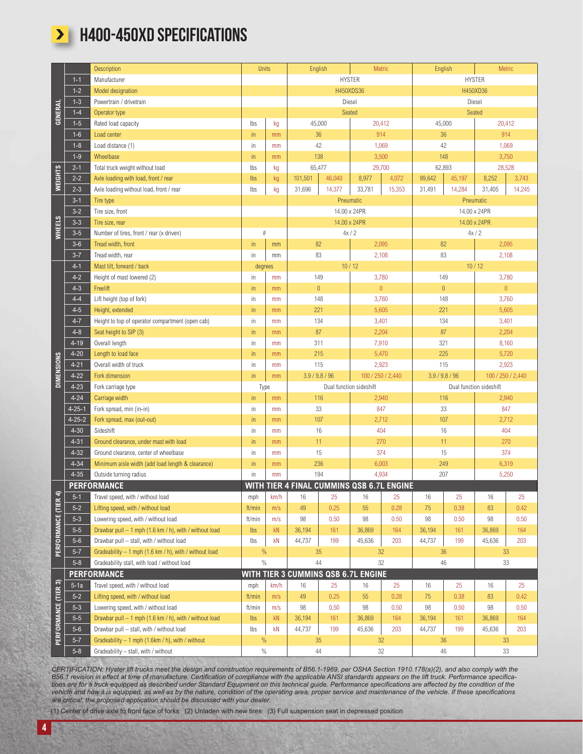# H400-450XD SPECIFICATIONS

| | | Description | Units | | English | | Metric | | English | | Metric | |
|---|---|---|---|---|---|---|---|---|---|---|---|---|
| GENERAL | 1-1 | Manufacturer | | | HYSTER | | | | HYSTER | | | |
| | 1-2 | Model designation | | | H450XDS36 | | | | H450XD36 | | | |
| | 1-3 | Powertrain / drivetrain | | | Diesel | | | | Diesel | | | |
| | 1-4 | Operator type | | | Seated | | | | Seated | | | |
| | 1-5 | Rated load capacity | lbs | kg | 45,000 | | 20,412 | | 45,000 | | 20,412 | |
| | 1-6 | Load center | in | mm | 36 | | 914 | | 36 | | 914 | |
| | 1-8 | Load distance (1) | in | mm | 42 | | 1,069 | | 42 | | 1,069 | |
| | 1-9 | Wheelbase | in | mm | 138 | | 3,500 | | 148 | | 3,750 | |
| WEIGHTS | 2-1 | Total truck weight without load | lbs | kg | 65,477 | | 29,700 | | 62,893 | | 28,528 | |
| | 2-2 | Axle loading with load, front / rear | lbs | kg | 101,501 | 46,040 | 8,977 | 4,072 | 99,642 | 45,197 | 8,252 | 3,743 |
| | 2-3 | Axle loading without load, front / rear | lbs | kg | 31,696 | 14,377 | 33,781 | 15,353 | 31,491 | 14,284 | 31,405 | 14,245 |
| WHEELS | 3-1 | Tire type | | | Pneumatic | | | | Pneumatic | | | |
| | 3-2 | Tire size, front | | | 14.00 x 24PR | | | | 14.00 x 24PR | | | |
| | 3-3 | Tire size, rear | | | 14.00 x 24PR | | | | 14.00 x 24PR | | | |
| | 3-5 | Number of tires, front / rear (x driven) | # | | 4x / 2 | | | | 4x / 2 | | | |
| | 3-6 | Tread width, front | in | mm | 82 | | 2,095 | | 82 | | 2,095 | |
| | 3-7 | Tread width, rear | in | mm | 83 | | 2,108 | | 83 | | 2,108 | |
| DIMENSIONS | 4-1 | Mast tilt, forward / back | degrees | | 10 / 12 | | | | 10 / 12 | | | |
| | 4-2 | Height of mast lowered (2) | in | mm | 149 | | 3,780 | | 149 | | 3,780 | |
| | 4-3 | Freelift | in | mm | 0 | | 0 | | 0 | | 0 | |
| | 4-4 | Lift height (top of fork) | in | mm | 148 | | 3,760 | | 148 | | 3,760 | |
| | 4-5 | Height, extended | in | mm | 221 | | 5,605 | | 221 | | 5,605 | |
| | 4-7 | Height to top of operator compartment (open cab) | in | mm | 134 | | 3,401 | | 134 | | 3,401 | |
| | 4-8 | Seat height to SIP (3) | in | mm | 87 | | 2,204 | | 87 | | 2,204 | |
| | 4-19 | Overall length | in | mm | 311 | | 7,910 | | 321 | | 8,160 | |
| | 4-20 | Length to load face | in | mm | 215 | | 5,470 | | 225 | | 5,720 | |
| | 4-21 | Overall width of truck | in | mm | 115 | | 2,923 | | 115 | | 2,923 | |
| | 4-22 | Fork dimension | in | mm | 3.9 / 9.8 / 96 | | 100 / 250 / 2,440 | | 3.9 / 9.8 / 96 | | 100 / 250 / 2,440 | |
| | 4-23 | Fork carriage type | Type | | Dual function sideshift | | | | Dual function sideshift | | | |
| | 4-24 | Carriage width | in | mm | 116 | | 2,940 | | 116 | | 2,940 | |
| | 4-25-1 | Fork spread, min (in-in) | in | mm | 33 | | 847 | | 33 | | 847 | |
| | 4-25-2 | Fork spread, max (out-out) | in | mm | 107 | | 2,712 | | 107 | | 2,712 | |
| | 4-30 | Sideshift | in | mm | 16 | | 404 | | 16 | | 404 | |
| | 4-31 | Ground clearance, under mast with load | in | mm | 11 | | 270 | | 11 | | 270 | |
| | 4-32 | Ground clearance, center of wheelbase | in | mm | 15 | | 374 | | 15 | | 374 | |
| | 4-34 | Minimum aisle width (add load length & clearance) | in | mm | 236 | | 6,003 | | 249 | | 6,319 | |
| | 4-35 | Outside turning radius | in | mm | 194 | | 4,934 | | 207 | | 5,250 | |
| | **PERFORMANCE** | **WITH TIER 4 FINAL CUMMINS QSB 6.7L ENGINE** | | | | | | | | | | |
| PERFORMANCE (TIER 4) | 5-1 | Travel speed, with / without load | mph | km/h | 16 | 25 | 16 | 25 | 16 | 25 | 16 | 25 |
| | 5-2 | Lifting speed, with / without load | ft/min | m/s | 49 | 0.25 | 55 | 0.28 | 75 | 0.38 | 83 | 0.42 |
| | 5-3 | Lowering speed, with / without load | ft/min | m/s | 98 | 0.50 | 98 | 0.50 | 98 | 0.50 | 98 | 0.50 |
| | 5-5 | Drawbar pull – 1 mph (1.6 km / h), with / without load | lbs | kN | 36,194 | 161 | 36,869 | 164 | 36,194 | 161 | 36,869 | 164 |
| | 5-6 | Drawbar pull – stall, with / without load | lbs | kN | 44,737 | 199 | 45,636 | 203 | 44,737 | 199 | 45,636 | 203 |
| | 5-7 | Gradeability – 1 mph (1.6 km / h), with / without load | % | | 35 | | 32 | | 36 | | 33 | |
| | 5-8 | Gradeability stall, with load / without load | % | | 44 | | 32 | | 46 | | 33 | |
| | **PERFORMANCE** | **WITH TIER 3 CUMMINS QSB 6.7L ENGINE** | | | | | | | | | | |
| PERFORMANCE (TIER 3) | 5-1a | Travel speed, with / without load | mph | km/h | 16 | 25 | 16 | 25 | 16 | 25 | 16 | 25 |
| | 5-2 | Lifting speed, with / without load | ft/min | m/s | 49 | 0.25 | 55 | 0.28 | 75 | 0.38 | 83 | 0.42 |
| | 5-3 | Lowering speed, with / without load | ft/min | m/s | 98 | 0.50 | 98 | 0.50 | 98 | 0.50 | 98 | 0.50 |
| | 5-5 | Drawbar pull – 1 mph (1.6 km / h), with / without load | lbs | kN | 36,194 | 161 | 36,869 | 164 | 36,194 | 161 | 36,869 | 164 |
| | 5-6 | Drawbar pull – stall, with / without load | lbs | kN | 44,737 | 199 | 45,636 | 203 | 44,737 | 199 | 45,636 | 203 |
| | 5-7 | Gradeability – 1 mph (1.6km / h), with / without | % | | 35 | | 32 | | 36 | | 33 | |
| | 5-8 | Gradeability – stall, with / without | % | | 44 | | 32 | | 46 | | 33 | |

*CERTIFICATION: Hyster lift trucks meet the design and construction requirements of B56.1-1969, per OSHA Section 1910.178(a)(2), and also comply with the B56.1 revision in effect at time of manufacture. Certification of compliance with the applicable ANSI standards appears on the lift truck. Performance specifications are for a truck equipped as described under Standard Equipment on this technical guide. Performance specifications are affected by the condition of the vehicle and how it is equipped, as well as by the nature, condition of the operating area, proper service and maintenance of the vehicle. If these specifications are critical, the proposed application should be discussed with your dealer.*

(1) Center of drive axle to front face of forks (2) Unladen with new tires (3) Full suspension seat in depressed position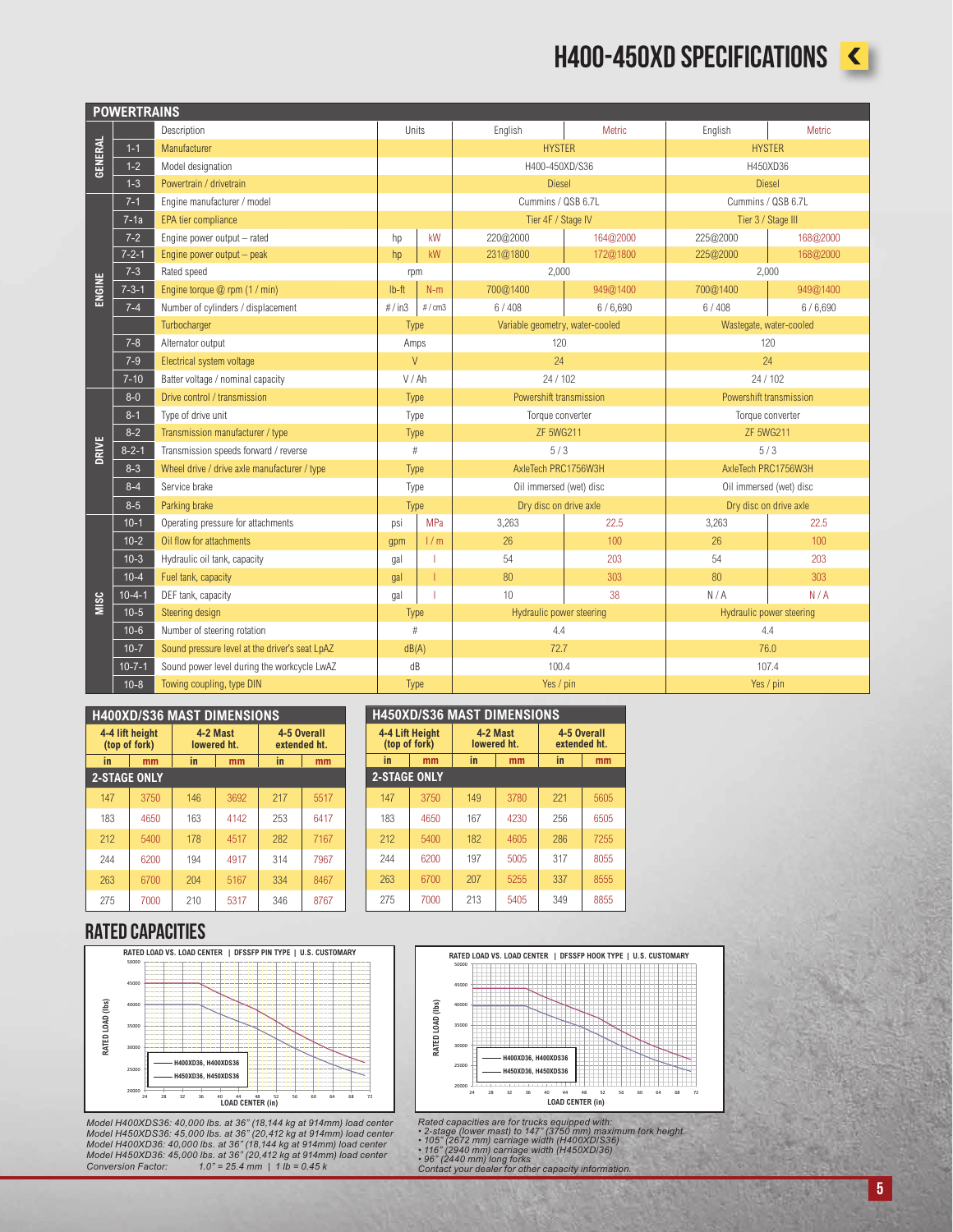# H400-450XD SPECIFICATIONS

## POWERTRAINS

| | | Description | Units | | H400-450XD/S36 English | H400-450XD/S36 Metric | H450XD36 English | H450XD36 Metric |
|---|---|---|---|---|---|---|---|---|
| GENERAL | 1-1 | Manufacturer | | | HYSTER | | HYSTER | |
| | 1-2 | Model designation | | | H400-450XD/S36 | | H450XD36 | |
| | 1-3 | Powertrain / drivetrain | | | Diesel | | Diesel | |
| ENGINE | 7-1 | Engine manufacturer / model | | | Cummins / QSB 6.7L | | Cummins / QSB 6.7L | |
| | 7-1a | EPA tier compliance | | | Tier 4F / Stage IV | | Tier 3 / Stage III | |
| | 7-2 | Engine power output – rated | hp | kW | 220@2000 | 164@2000 | 225@2000 | 168@2000 |
| | 7-2-1 | Engine power output – peak | hp | kW | 231@1800 | 172@1800 | 225@2000 | 168@2000 |
| | 7-3 | Rated speed | rpm | | 2,000 | | 2,000 | |
| | 7-3-1 | Engine torque @ rpm (1 / min) | lb-ft | N-m | 700@1400 | 949@1400 | 700@1400 | 949@1400 |
| | 7-4 | Number of cylinders / displacement | # / in3 | # / cm3 | 6 / 408 | 6 / 6,690 | 6 / 408 | 6 / 6,690 |
| | | Turbocharger | Type | | Variable geometry, water-cooled | | Wastegate, water-cooled | |
| | 7-8 | Alternator output | Amps | | 120 | | 120 | |
| | 7-9 | Electrical system voltage | V | | 24 | | 24 | |
| | 7-10 | Batter voltage / nominal capacity | V / Ah | | 24 / 102 | | 24 / 102 | |
| DRIVE | 8-0 | Drive control / transmission | Type | | Powershift transmission | | Powershift transmission | |
| | 8-1 | Type of drive unit | Type | | Torque converter | | Torque converter | |
| | 8-2 | Transmission manufacturer / type | Type | | ZF 5WG211 | | ZF 5WG211 | |
| | 8-2-1 | Transmission speeds forward / reverse | # | | 5 / 3 | | 5 / 3 | |
| | 8-3 | Wheel drive / drive axle manufacturer / type | Type | | AxleTech PRC1756W3H | | AxleTech PRC1756W3H | |
| | 8-4 | Service brake | Type | | Oil immersed (wet) disc | | Oil immersed (wet) disc | |
| | 8-5 | Parking brake | Type | | Dry disc on drive axle | | Dry disc on drive axle | |
| MISC | 10-1 | Operating pressure for attachments | psi | MPa | 3,263 | 22.5 | 3,263 | 22.5 |
| | 10-2 | Oil flow for attachments | gpm | l / m | 26 | 100 | 26 | 100 |
| | 10-3 | Hydraulic oil tank, capacity | gal | l | 54 | 203 | 54 | 203 |
| | 10-4 | Fuel tank, capacity | gal | l | 80 | 303 | 80 | 303 |
| | 10-4-1 | DEF tank, capacity | gal | l | 10 | 38 | N / A | N / A |
| | 10-5 | Steering design | Type | | Hydraulic power steering | | Hydraulic power steering | |
| | 10-6 | Number of steering rotation | # | | 4.4 | | 4.4 | |
| | 10-7 | Sound pressure level at the driver's seat LpAZ | dB(A) | | 72.7 | | 76.0 | |
| | 10-7-1 | Sound power level during the workcycle LwAZ | dB | | 100.4 | | 107.4 | |
| | 10-8 | Towing coupling, type DIN | Type | | Yes / pin | | Yes / pin | |

## H400XD/S36 MAST DIMENSIONS

| 4-4 lift height (top of fork) | | 4-2 Mast lowered ht. | | 4-5 Overall extended ht. | |
|---|---|---|---|---|---|
| in | mm | in | mm | in | mm |
| **2-STAGE ONLY** | | | | | |
| 147 | 3750 | 146 | 3692 | 217 | 5517 |
| 183 | 4650 | 163 | 4142 | 253 | 6417 |
| 212 | 5400 | 178 | 4517 | 282 | 7167 |
| 244 | 6200 | 194 | 4917 | 314 | 7967 |
| 263 | 6700 | 204 | 5167 | 334 | 8467 |
| 275 | 7000 | 210 | 5317 | 346 | 8767 |

## H450XD/S36 MAST DIMENSIONS

| 4-4 Lift Height (top of fork) | | 4-2 Mast lowered ht. | | 4-5 Overall extended ht. | |
|---|---|---|---|---|---|
| in | mm | in | mm | in | mm |
| **2-STAGE ONLY** | | | | | |
| 147 | 3750 | 149 | 3780 | 221 | 5605 |
| 183 | 4650 | 167 | 4230 | 256 | 6505 |
| 212 | 5400 | 182 | 4605 | 286 | 7255 |
| 244 | 6200 | 197 | 5005 | 317 | 8055 |
| 263 | 6700 | 207 | 5255 | 337 | 8555 |
| 275 | 7000 | 213 | 5405 | 349 | 8855 |

## RATED CAPACITIES

RATED LOAD VS. LOAD CENTER | DFSSFP PIN TYPE | U.S. CUSTOMARY

(Chart: Rated Load (lbs) vs. Load Center (in); H400XD36, H400XDS36; H450XD36, H450XDS36)

*Model H400XDS36: 40,000 lbs. at 36" (18,144 kg at 914mm) load center*
*Model H450XDS36: 45,000 lbs. at 36" (20,412 kg at 914mm) load center*
*Model H400XD36: 40,000 lbs. at 36" (18,144 kg at 914mm) load center*
*Model H450XD36: 45,000 lbs. at 36" (20,412 kg at 914mm) load center*
*Conversion Factor: 1.0" = 25.4 mm | 1 lb = 0.45 k*

RATED LOAD VS. LOAD CENTER | DFSSFP HOOK TYPE | U.S. CUSTOMARY

(Chart: Rated Load (lbs) vs. Load Center (in); H400XD36, H400XDS36; H450XD36, H450XDS36)

*Rated capacities are for trucks equipped with:*
- *2-stage (lower mast) to 147" (3750 mm) maximum fork height*
- *105" (2672 mm) carriage width (H400XD/S36)*
- *116" (2940 mm) carriage width (H450XD36)*
- *96" (2440 mm) long forks*

*Contact your dealer for other capacity information.*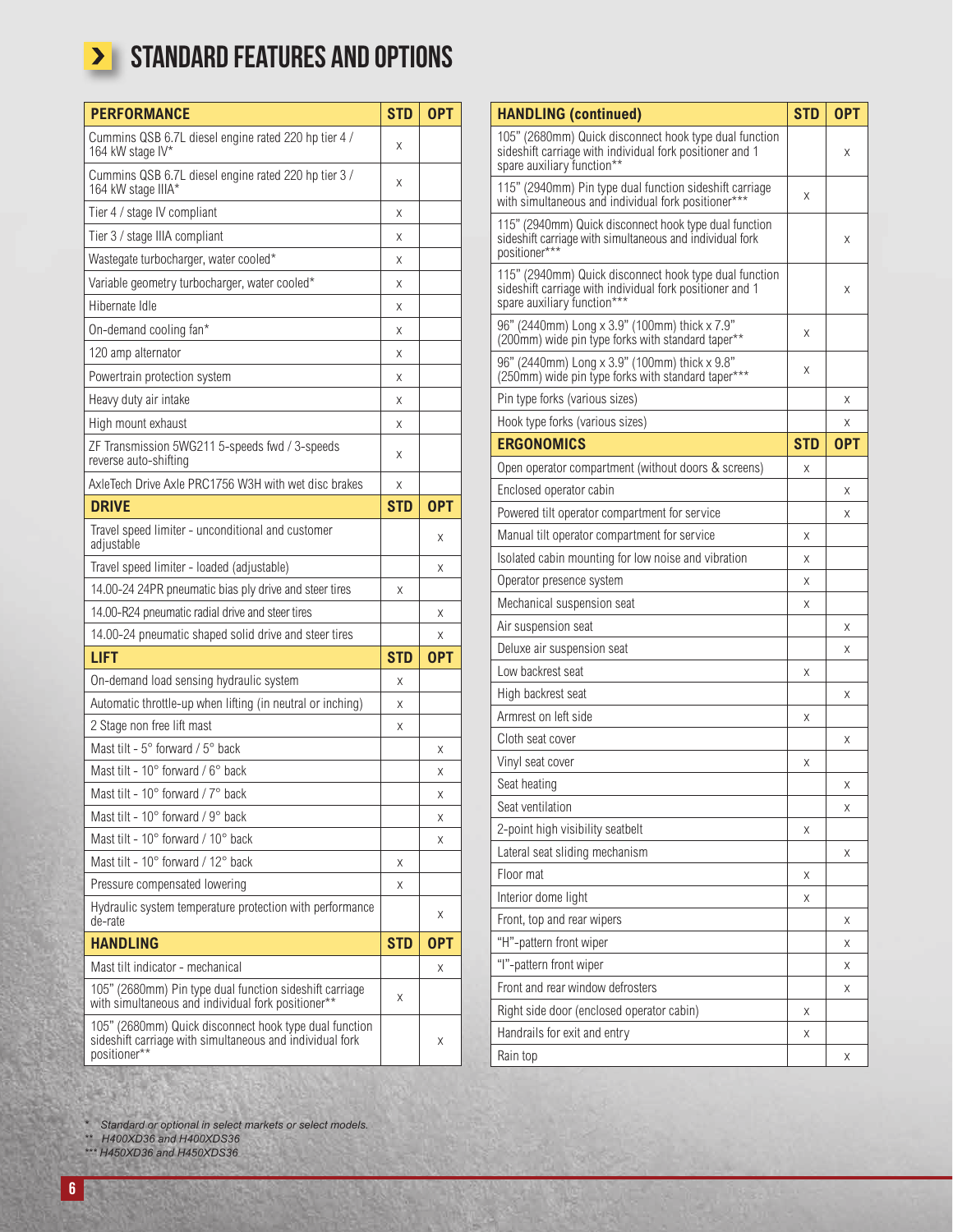# STANDARD FEATURES AND OPTIONS

| PERFORMANCE | STD | OPT |
|---|---|---|
| Cummins QSB 6.7L diesel engine rated 220 hp tier 4 / 164 kW stage IV* | X | |
| Cummins QSB 6.7L diesel engine rated 220 hp tier 3 / 164 kW stage IIIA* | X | |
| Tier 4 / stage IV compliant | X | |
| Tier 3 / stage IIIA compliant | X | |
| Wastegate turbocharger, water cooled* | X | |
| Variable geometry turbocharger, water cooled* | X | |
| Hibernate Idle | X | |
| On-demand cooling fan* | X | |
| 120 amp alternator | X | |
| Powertrain protection system | X | |
| Heavy duty air intake | X | |
| High mount exhaust | X | |
| ZF Transmission 5WG211 5-speeds fwd / 3-speeds reverse auto-shifting | X | |
| AxleTech Drive Axle PRC1756 W3H with wet disc brakes | X | |
| **DRIVE** | **STD** | **OPT** |
| Travel speed limiter - unconditional and customer adjustable | | X |
| Travel speed limiter - loaded (adjustable) | | X |
| 14.00-24 24PR pneumatic bias ply drive and steer tires | X | |
| 14.00-R24 pneumatic radial drive and steer tires | | X |
| 14.00-24 pneumatic shaped solid drive and steer tires | | X |
| **LIFT** | **STD** | **OPT** |
| On-demand load sensing hydraulic system | X | |
| Automatic throttle-up when lifting (in neutral or inching) | X | |
| 2 Stage non free lift mast | X | |
| Mast tilt - 5° forward / 5° back | | X |
| Mast tilt - 10° forward / 6° back | | X |
| Mast tilt - 10° forward / 7° back | | X |
| Mast tilt - 10° forward / 9° back | | X |
| Mast tilt - 10° forward / 10° back | | X |
| Mast tilt - 10° forward / 12° back | X | |
| Pressure compensated lowering | X | |
| Hydraulic system temperature protection with performance de-rate | | X |
| **HANDLING** | **STD** | **OPT** |
| Mast tilt indicator - mechanical | | X |
| 105" (2680mm) Pin type dual function sideshift carriage with simultaneous and individual fork positioner** | X | |
| 105" (2680mm) Quick disconnect hook type dual function sideshift carriage with simultaneous and individual fork positioner** | | X |

| HANDLING (continued) | STD | OPT |
|---|---|---|
| 105" (2680mm) Quick disconnect hook type dual function sideshift carriage with individual fork positioner and 1 spare auxiliary function** | | X |
| 115" (2940mm) Pin type dual function sideshift carriage with simultaneous and individual fork positioner*** | X | |
| 115" (2940mm) Quick disconnect hook type dual function sideshift carriage with simultaneous and individual fork positioner*** | | X |
| 115" (2940mm) Quick disconnect hook type dual function sideshift carriage with individual fork positioner and 1 spare auxiliary function*** | | X |
| 96" (2440mm) Long x 3.9" (100mm) thick x 7.9" (200mm) wide pin type forks with standard taper** | X | |
| 96" (2440mm) Long x 3.9" (100mm) thick x 9.8" (250mm) wide pin type forks with standard taper*** | X | |
| Pin type forks (various sizes) | | X |
| Hook type forks (various sizes) | | X |
| **ERGONOMICS** | **STD** | **OPT** |
| Open operator compartment (without doors & screens) | X | |
| Enclosed operator cabin | | X |
| Powered tilt operator compartment for service | | X |
| Manual tilt operator compartment for service | X | |
| Isolated cabin mounting for low noise and vibration | X | |
| Operator presence system | X | |
| Mechanical suspension seat | X | |
| Air suspension seat | | X |
| Deluxe air suspension seat | | X |
| Low backrest seat | X | |
| High backrest seat | | X |
| Armrest on left side | X | |
| Cloth seat cover | | X |
| Vinyl seat cover | X | |
| Seat heating | | X |
| Seat ventilation | | X |
| 2-point high visibility seatbelt | X | |
| Lateral seat sliding mechanism | | X |
| Floor mat | X | |
| Interior dome light | X | |
| Front, top and rear wipers | | X |
| "H"-pattern front wiper | | X |
| "I"-pattern front wiper | | X |
| Front and rear window defrosters | | X |
| Right side door (enclosed operator cabin) | X | |
| Handrails for exit and entry | X | |
| Rain top | | X |

*Standard or optional in select markets or select models.*
** *H400XD36 and H400XDS36*
*** *H450XD36 and H450XDS36*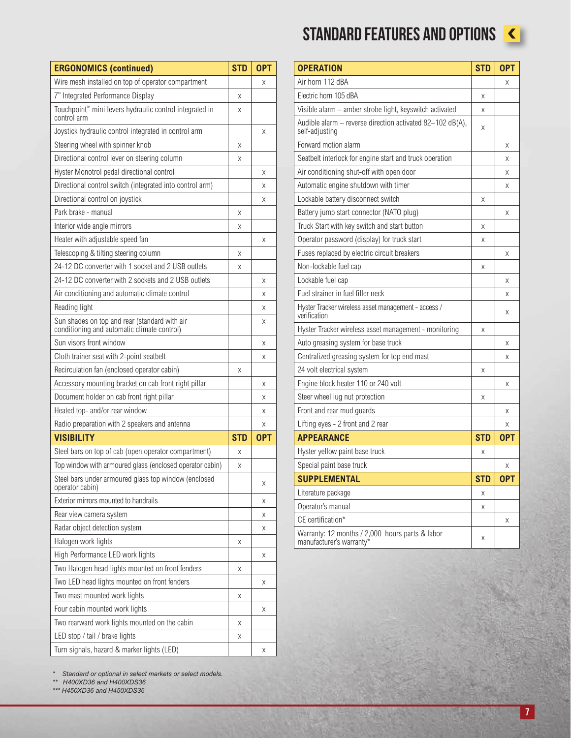# STANDARD FEATURES AND OPTIONS

| ERGONOMICS (continued) | STD | OPT |
|---|---|---|
| Wire mesh installed on top of operator compartment | | x |
| 7" Integrated Performance Display | x | |
| Touchpoint™ mini levers hydraulic control integrated in control arm | x | |
| Joystick hydraulic control integrated in control arm | | x |
| Steering wheel with spinner knob | x | |
| Directional control lever on steering column | x | |
| Hyster Monotrol pedal directional control | | x |
| Directional control switch (integrated into control arm) | | x |
| Directional control on joystick | | x |
| Park brake - manual | x | |
| Interior wide angle mirrors | x | |
| Heater with adjustable speed fan | | x |
| Telescoping & tilting steering column | x | |
| 24-12 DC converter with 1 socket and 2 USB outlets | x | |
| 24-12 DC converter with 2 sockets and 2 USB outlets | | x |
| Air conditioning and automatic climate control | | x |
| Reading light | | x |
| Sun shades on top and rear (standard with air conditioning and automatic climate control) | | x |
| Sun visors front window | | x |
| Cloth trainer seat with 2-point seatbelt | | x |
| Recirculation fan (enclosed operator cabin) | x | |
| Accessory mounting bracket on cab front right pillar | | x |
| Document holder on cab front right pillar | | x |
| Heated top- and/or rear window | | x |
| Radio preparation with 2 speakers and antenna | | x |

| VISIBILITY | STD | OPT |
|---|---|---|
| Steel bars on top of cab (open operator compartment) | x | |
| Top window with armoured glass (enclosed operator cabin) | x | |
| Steel bars under armoured glass top window (enclosed operator cabin) | | x |
| Exterior mirrors mounted to handrails | | x |
| Rear view camera system | | x |
| Radar object detection system | | x |
| Halogen work lights | x | |
| High Performance LED work lights | | x |
| Two Halogen head lights mounted on front fenders | x | |
| Two LED head lights mounted on front fenders | | x |
| Two mast mounted work lights | x | |
| Four cabin mounted work lights | | x |
| Two rearward work lights mounted on the cabin | x | |
| LED stop / tail / brake lights | x | |
| Turn signals, hazard & marker lights (LED) | | x |

| OPERATION | STD | OPT |
|---|---|---|
| Air horn 112 dBA | | x |
| Electric horn 105 dBA | x | |
| Visible alarm – amber strobe light, keyswitch activated | x | |
| Audible alarm – reverse direction activated 82–102 dB(A), self-adjusting | x | |
| Forward motion alarm | | x |
| Seatbelt interlock for engine start and truck operation | | x |
| Air conditioning shut-off with open door | | x |
| Automatic engine shutdown with timer | | x |
| Lockable battery disconnect switch | x | |
| Battery jump start connector (NATO plug) | | x |
| Truck Start with key switch and start button | x | |
| Operator password (display) for truck start | x | |
| Fuses replaced by electric circuit breakers | | x |
| Non-lockable fuel cap | x | |
| Lockable fuel cap | | x |
| Fuel strainer in fuel filler neck | | x |
| Hyster Tracker wireless asset management - access / verification | | x |
| Hyster Tracker wireless asset management - monitoring | x | |
| Auto greasing system for base truck | | x |
| Centralized greasing system for top end mast | | x |
| 24 volt electrical system | x | |
| Engine block heater 110 or 240 volt | | x |
| Steer wheel lug nut protection | x | |
| Front and rear mud guards | | x |
| Lifting eyes - 2 front and 2 rear | | x |

| APPEARANCE | STD | OPT |
|---|---|---|
| Hyster yellow paint base truck | x | |
| Special paint base truck | | x |

| SUPPLEMENTAL | STD | OPT |
|---|---|---|
| Literature package | x | |
| Operator's manual | x | |
| CE certification* | | x |
| Warranty: 12 months / 2,000 hours parts & labor manufacturer's warranty* | x | |

*\* Standard or optional in select markets or select models.*
*\*\* H400XD36 and H400XDS36*
*\*\*\* H450XD36 and H450XDS36*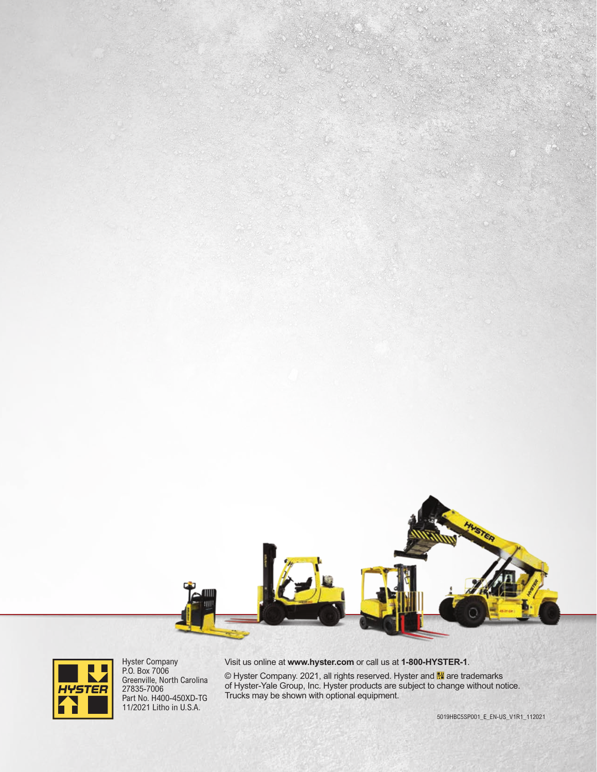Hyster Company
P.O. Box 7006
Greenville, North Carolina
27835-7006
Part No. H400-450XD-TG
11/2021 Litho in U.S.A.

Visit us online at **www.hyster.com** or call us at **1-800-HYSTER-1**.

© Hyster Company. 2021, all rights reserved. Hyster and are trademarks of Hyster-Yale Group, Inc. Hyster products are subject to change without notice. Trucks may be shown with optional equipment.

5019HBC5SP001_E_EN-US_V1R1_112021